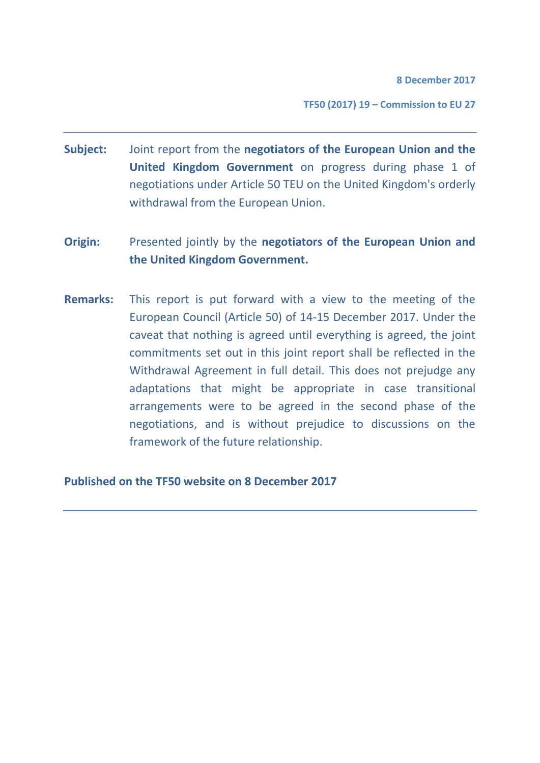**8 December 2017**

**TF50 (2017) 19 – Commission to EU 27**

---

**Subject:** Joint report from the **negotiators of the European Union and the United Kingdom Government** on progress during phase 1 of negotiations under Article 50 TEU on the United Kingdom's orderly withdrawal from the European Union.

**Origin:** Presented jointly by the **negotiators of the European Union and the United Kingdom Government.**

**Remarks:** This report is put forward with a view to the meeting of the European Council (Article 50) of 14-15 December 2017. Under the caveat that nothing is agreed until everything is agreed, the joint commitments set out in this joint report shall be reflected in the Withdrawal Agreement in full detail. This does not prejudge any adaptations that might be appropriate in case transitional arrangements were to be agreed in the second phase of the negotiations, and is without prejudice to discussions on the framework of the future relationship.

**Published on the TF50 website on 8 December 2017**

---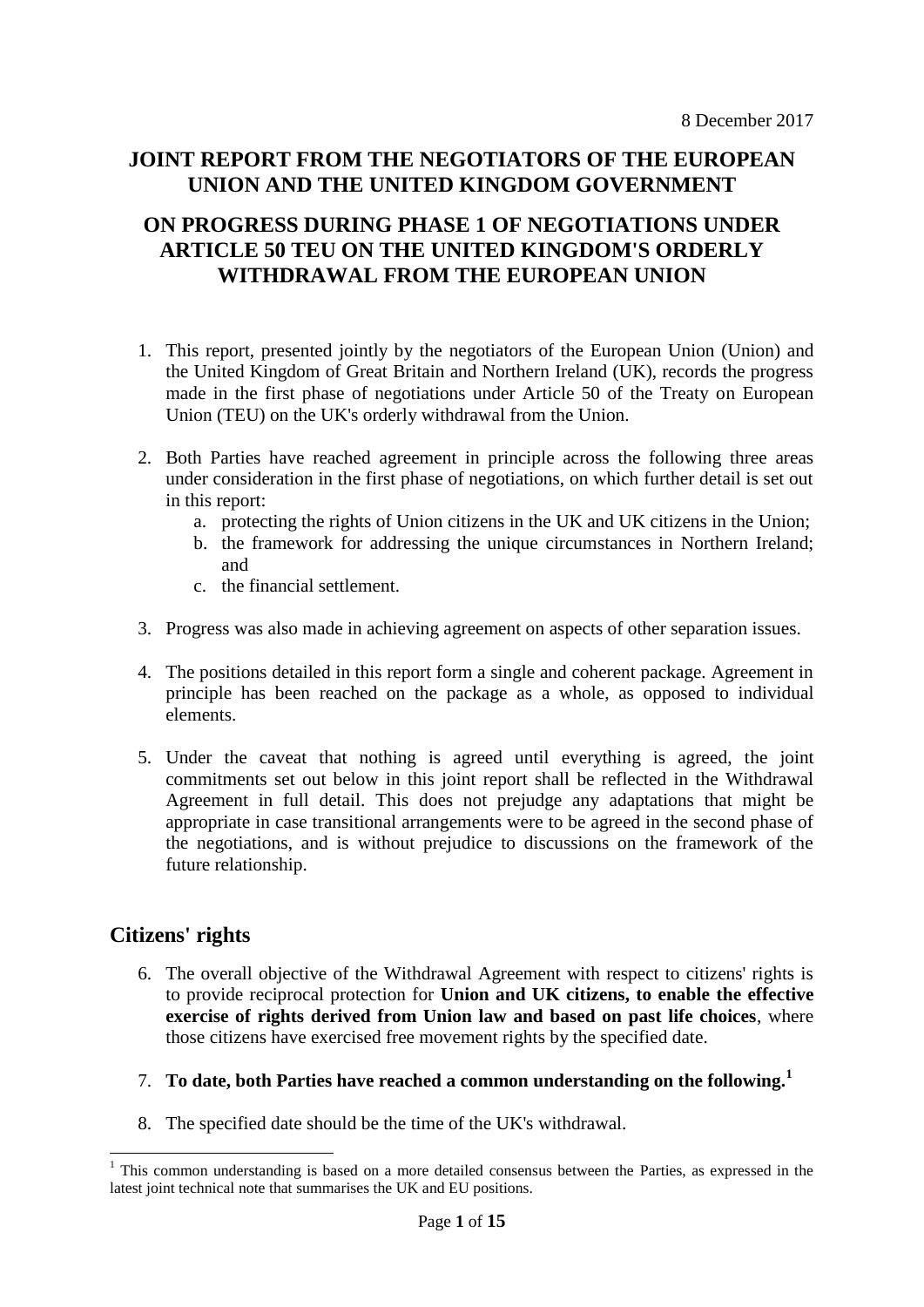8 December 2017

# JOINT REPORT FROM THE NEGOTIATORS OF THE EUROPEAN UNION AND THE UNITED KINGDOM GOVERNMENT

# ON PROGRESS DURING PHASE 1 OF NEGOTIATIONS UNDER ARTICLE 50 TEU ON THE UNITED KINGDOM'S ORDERLY WITHDRAWAL FROM THE EUROPEAN UNION

1. This report, presented jointly by the negotiators of the European Union (Union) and the United Kingdom of Great Britain and Northern Ireland (UK), records the progress made in the first phase of negotiations under Article 50 of the Treaty on European Union (TEU) on the UK's orderly withdrawal from the Union.

2. Both Parties have reached agreement in principle across the following three areas under consideration in the first phase of negotiations, on which further detail is set out in this report:
   a. protecting the rights of Union citizens in the UK and UK citizens in the Union;
   b. the framework for addressing the unique circumstances in Northern Ireland; and
   c. the financial settlement.

3. Progress was also made in achieving agreement on aspects of other separation issues.

4. The positions detailed in this report form a single and coherent package. Agreement in principle has been reached on the package as a whole, as opposed to individual elements.

5. Under the caveat that nothing is agreed until everything is agreed, the joint commitments set out below in this joint report shall be reflected in the Withdrawal Agreement in full detail. This does not prejudge any adaptations that might be appropriate in case transitional arrangements were to be agreed in the second phase of the negotiations, and is without prejudice to discussions on the framework of the future relationship.

## Citizens' rights

6. The overall objective of the Withdrawal Agreement with respect to citizens' rights is to provide reciprocal protection for **Union and UK citizens, to enable the effective exercise of rights derived from Union law and based on past life choices**, where those citizens have exercised free movement rights by the specified date.

7. **To date, both Parties have reached a common understanding on the following.**[1]

8. The specified date should be the time of the UK's withdrawal.

[1] This common understanding is based on a more detailed consensus between the Parties, as expressed in the latest joint technical note that summarises the UK and EU positions.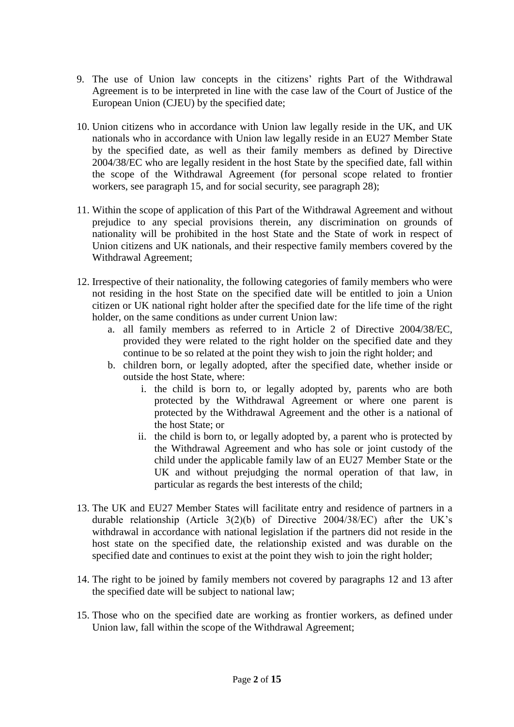9. The use of Union law concepts in the citizens' rights Part of the Withdrawal Agreement is to be interpreted in line with the case law of the Court of Justice of the European Union (CJEU) by the specified date;

10. Union citizens who in accordance with Union law legally reside in the UK, and UK nationals who in accordance with Union law legally reside in an EU27 Member State by the specified date, as well as their family members as defined by Directive 2004/38/EC who are legally resident in the host State by the specified date, fall within the scope of the Withdrawal Agreement (for personal scope related to frontier workers, see paragraph 15, and for social security, see paragraph 28);

11. Within the scope of application of this Part of the Withdrawal Agreement and without prejudice to any special provisions therein, any discrimination on grounds of nationality will be prohibited in the host State and the State of work in respect of Union citizens and UK nationals, and their respective family members covered by the Withdrawal Agreement;

12. Irrespective of their nationality, the following categories of family members who were not residing in the host State on the specified date will be entitled to join a Union citizen or UK national right holder after the specified date for the life time of the right holder, on the same conditions as under current Union law:
    a. all family members as referred to in Article 2 of Directive 2004/38/EC, provided they were related to the right holder on the specified date and they continue to be so related at the point they wish to join the right holder; and
    b. children born, or legally adopted, after the specified date, whether inside or outside the host State, where:
        i. the child is born to, or legally adopted by, parents who are both protected by the Withdrawal Agreement or where one parent is protected by the Withdrawal Agreement and the other is a national of the host State; or
        ii. the child is born to, or legally adopted by, a parent who is protected by the Withdrawal Agreement and who has sole or joint custody of the child under the applicable family law of an EU27 Member State or the UK and without prejudging the normal operation of that law, in particular as regards the best interests of the child;

13. The UK and EU27 Member States will facilitate entry and residence of partners in a durable relationship (Article 3(2)(b) of Directive 2004/38/EC) after the UK's withdrawal in accordance with national legislation if the partners did not reside in the host state on the specified date, the relationship existed and was durable on the specified date and continues to exist at the point they wish to join the right holder;

14. The right to be joined by family members not covered by paragraphs 12 and 13 after the specified date will be subject to national law;

15. Those who on the specified date are working as frontier workers, as defined under Union law, fall within the scope of the Withdrawal Agreement;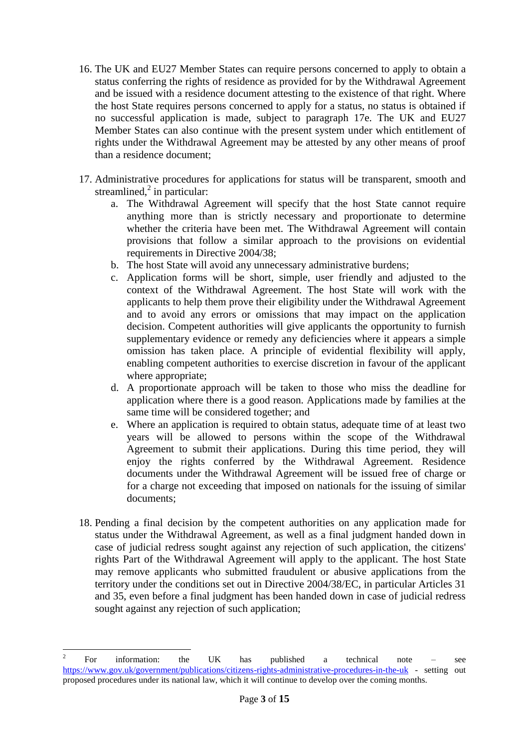16. The UK and EU27 Member States can require persons concerned to apply to obtain a status conferring the rights of residence as provided for by the Withdrawal Agreement and be issued with a residence document attesting to the existence of that right. Where the host State requires persons concerned to apply for a status, no status is obtained if no successful application is made, subject to paragraph 17e. The UK and EU27 Member States can also continue with the present system under which entitlement of rights under the Withdrawal Agreement may be attested by any other means of proof than a residence document;

17. Administrative procedures for applications for status will be transparent, smooth and streamlined,[2] in particular:
    a. The Withdrawal Agreement will specify that the host State cannot require anything more than is strictly necessary and proportionate to determine whether the criteria have been met. The Withdrawal Agreement will contain provisions that follow a similar approach to the provisions on evidential requirements in Directive 2004/38;
    b. The host State will avoid any unnecessary administrative burdens;
    c. Application forms will be short, simple, user friendly and adjusted to the context of the Withdrawal Agreement. The host State will work with the applicants to help them prove their eligibility under the Withdrawal Agreement and to avoid any errors or omissions that may impact on the application decision. Competent authorities will give applicants the opportunity to furnish supplementary evidence or remedy any deficiencies where it appears a simple omission has taken place. A principle of evidential flexibility will apply, enabling competent authorities to exercise discretion in favour of the applicant where appropriate;
    d. A proportionate approach will be taken to those who miss the deadline for application where there is a good reason. Applications made by families at the same time will be considered together; and
    e. Where an application is required to obtain status, adequate time of at least two years will be allowed to persons within the scope of the Withdrawal Agreement to submit their applications. During this time period, they will enjoy the rights conferred by the Withdrawal Agreement. Residence documents under the Withdrawal Agreement will be issued free of charge or for a charge not exceeding that imposed on nationals for the issuing of similar documents;

18. Pending a final decision by the competent authorities on any application made for status under the Withdrawal Agreement, as well as a final judgment handed down in case of judicial redress sought against any rejection of such application, the citizens' rights Part of the Withdrawal Agreement will apply to the applicant. The host State may remove applicants who submitted fraudulent or abusive applications from the territory under the conditions set out in Directive 2004/38/EC, in particular Articles 31 and 35, even before a final judgment has been handed down in case of judicial redress sought against any rejection of such application;

---

[2] For information: the UK has published a technical note – see https://www.gov.uk/government/publications/citizens-rights-administrative-procedures-in-the-uk - setting out proposed procedures under its national law, which it will continue to develop over the coming months.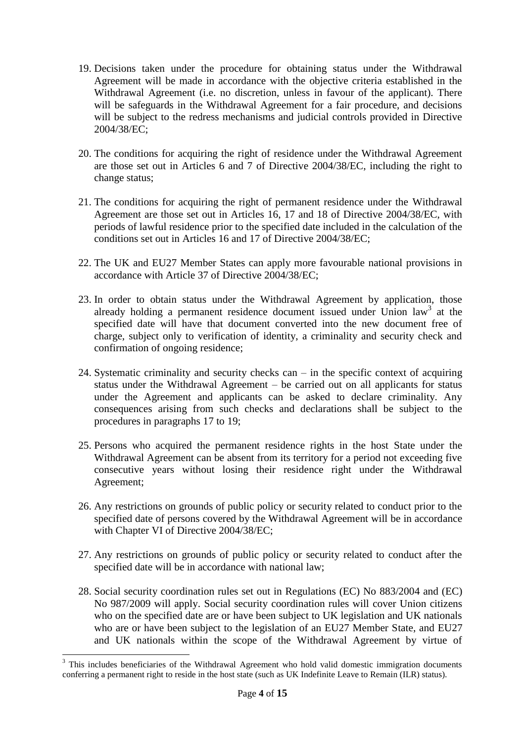19. Decisions taken under the procedure for obtaining status under the Withdrawal Agreement will be made in accordance with the objective criteria established in the Withdrawal Agreement (i.e. no discretion, unless in favour of the applicant). There will be safeguards in the Withdrawal Agreement for a fair procedure, and decisions will be subject to the redress mechanisms and judicial controls provided in Directive 2004/38/EC;

20. The conditions for acquiring the right of residence under the Withdrawal Agreement are those set out in Articles 6 and 7 of Directive 2004/38/EC, including the right to change status;

21. The conditions for acquiring the right of permanent residence under the Withdrawal Agreement are those set out in Articles 16, 17 and 18 of Directive 2004/38/EC, with periods of lawful residence prior to the specified date included in the calculation of the conditions set out in Articles 16 and 17 of Directive 2004/38/EC;

22. The UK and EU27 Member States can apply more favourable national provisions in accordance with Article 37 of Directive 2004/38/EC;

23. In order to obtain status under the Withdrawal Agreement by application, those already holding a permanent residence document issued under Union law[3] at the specified date will have that document converted into the new document free of charge, subject only to verification of identity, a criminality and security check and confirmation of ongoing residence;

24. Systematic criminality and security checks can – in the specific context of acquiring status under the Withdrawal Agreement – be carried out on all applicants for status under the Agreement and applicants can be asked to declare criminality. Any consequences arising from such checks and declarations shall be subject to the procedures in paragraphs 17 to 19;

25. Persons who acquired the permanent residence rights in the host State under the Withdrawal Agreement can be absent from its territory for a period not exceeding five consecutive years without losing their residence right under the Withdrawal Agreement;

26. Any restrictions on grounds of public policy or security related to conduct prior to the specified date of persons covered by the Withdrawal Agreement will be in accordance with Chapter VI of Directive 2004/38/EC;

27. Any restrictions on grounds of public policy or security related to conduct after the specified date will be in accordance with national law;

28. Social security coordination rules set out in Regulations (EC) No 883/2004 and (EC) No 987/2009 will apply. Social security coordination rules will cover Union citizens who on the specified date are or have been subject to UK legislation and UK nationals who are or have been subject to the legislation of an EU27 Member State, and EU27 and UK nationals within the scope of the Withdrawal Agreement by virtue of

[3] This includes beneficiaries of the Withdrawal Agreement who hold valid domestic immigration documents conferring a permanent right to reside in the host state (such as UK Indefinite Leave to Remain (ILR) status).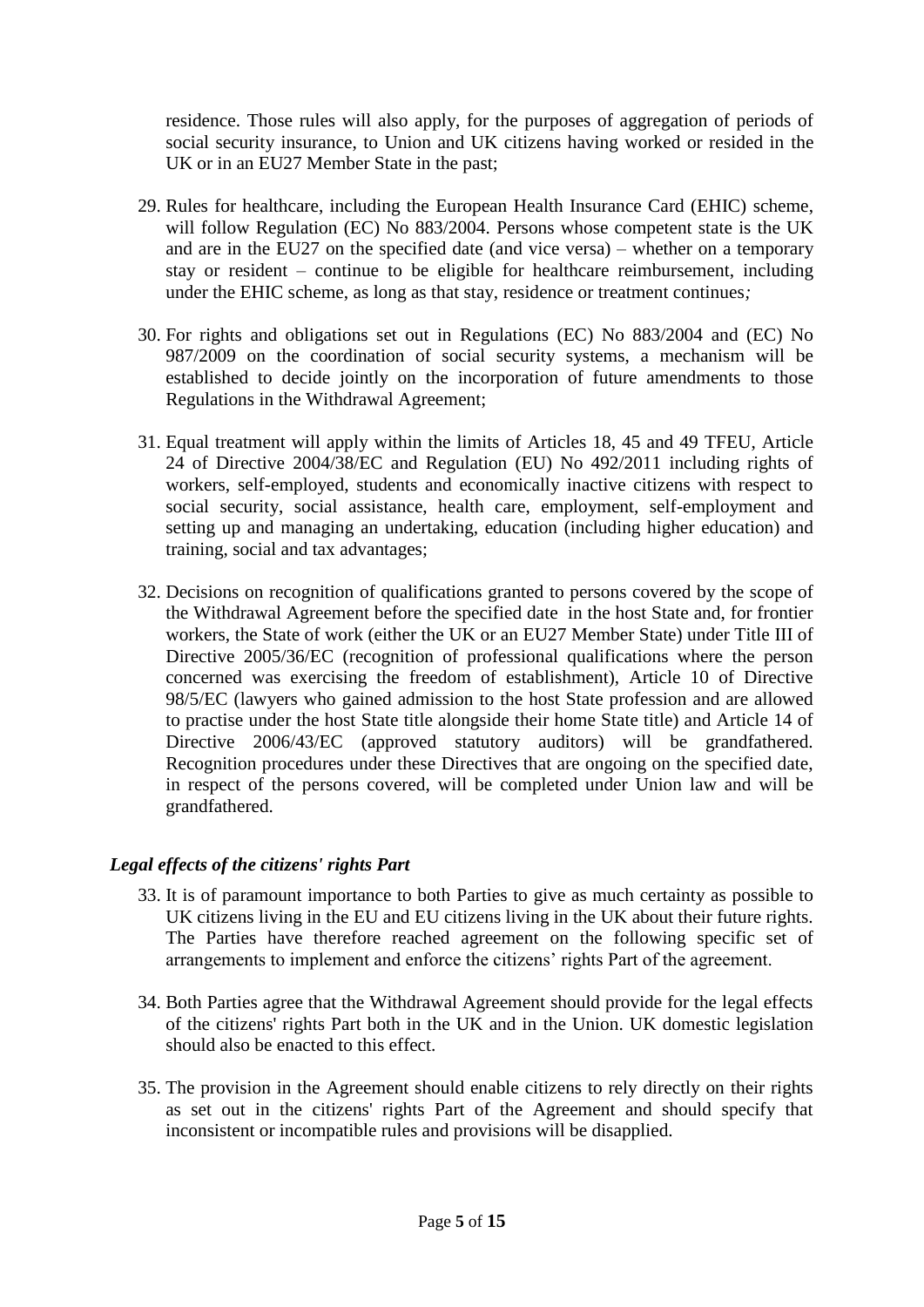residence. Those rules will also apply, for the purposes of aggregation of periods of social security insurance, to Union and UK citizens having worked or resided in the UK or in an EU27 Member State in the past;

29. Rules for healthcare, including the European Health Insurance Card (EHIC) scheme, will follow Regulation (EC) No 883/2004. Persons whose competent state is the UK and are in the EU27 on the specified date (and vice versa) – whether on a temporary stay or resident – continue to be eligible for healthcare reimbursement, including under the EHIC scheme, as long as that stay, residence or treatment continues*;*

30. For rights and obligations set out in Regulations (EC) No 883/2004 and (EC) No 987/2009 on the coordination of social security systems, a mechanism will be established to decide jointly on the incorporation of future amendments to those Regulations in the Withdrawal Agreement;

31. Equal treatment will apply within the limits of Articles 18, 45 and 49 TFEU, Article 24 of Directive 2004/38/EC and Regulation (EU) No 492/2011 including rights of workers, self-employed, students and economically inactive citizens with respect to social security, social assistance, health care, employment, self-employment and setting up and managing an undertaking, education (including higher education) and training, social and tax advantages;

32. Decisions on recognition of qualifications granted to persons covered by the scope of the Withdrawal Agreement before the specified date in the host State and, for frontier workers, the State of work (either the UK or an EU27 Member State) under Title III of Directive 2005/36/EC (recognition of professional qualifications where the person concerned was exercising the freedom of establishment), Article 10 of Directive 98/5/EC (lawyers who gained admission to the host State profession and are allowed to practise under the host State title alongside their home State title) and Article 14 of Directive 2006/43/EC (approved statutory auditors) will be grandfathered. Recognition procedures under these Directives that are ongoing on the specified date, in respect of the persons covered, will be completed under Union law and will be grandfathered.

### *Legal effects of the citizens' rights Part*

33. It is of paramount importance to both Parties to give as much certainty as possible to UK citizens living in the EU and EU citizens living in the UK about their future rights. The Parties have therefore reached agreement on the following specific set of arrangements to implement and enforce the citizens' rights Part of the agreement.

34. Both Parties agree that the Withdrawal Agreement should provide for the legal effects of the citizens' rights Part both in the UK and in the Union. UK domestic legislation should also be enacted to this effect.

35. The provision in the Agreement should enable citizens to rely directly on their rights as set out in the citizens' rights Part of the Agreement and should specify that inconsistent or incompatible rules and provisions will be disapplied.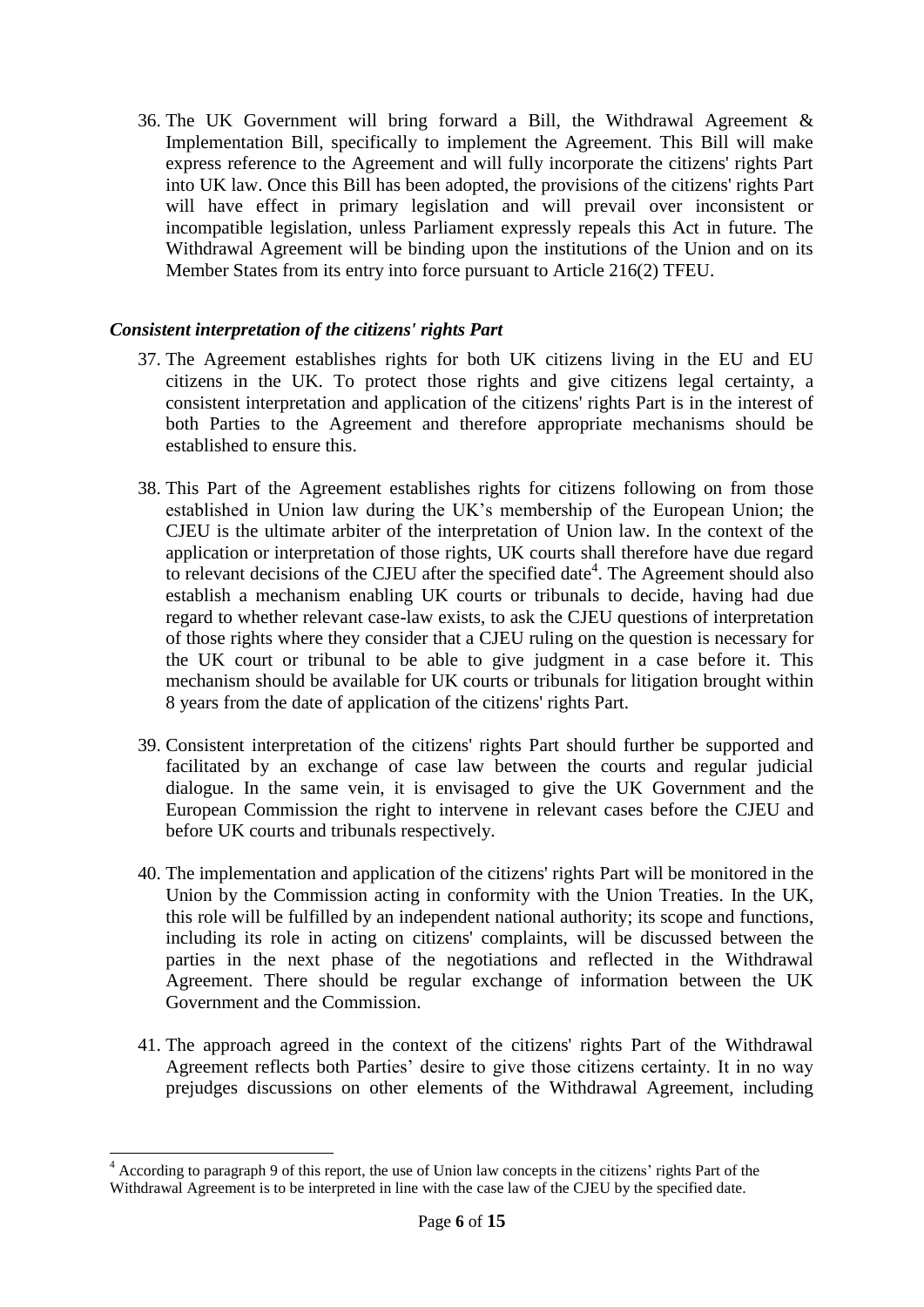36. The UK Government will bring forward a Bill, the Withdrawal Agreement & Implementation Bill, specifically to implement the Agreement. This Bill will make express reference to the Agreement and will fully incorporate the citizens' rights Part into UK law. Once this Bill has been adopted, the provisions of the citizens' rights Part will have effect in primary legislation and will prevail over inconsistent or incompatible legislation, unless Parliament expressly repeals this Act in future. The Withdrawal Agreement will be binding upon the institutions of the Union and on its Member States from its entry into force pursuant to Article 216(2) TFEU.

### *Consistent interpretation of the citizens' rights Part*

37. The Agreement establishes rights for both UK citizens living in the EU and EU citizens in the UK. To protect those rights and give citizens legal certainty, a consistent interpretation and application of the citizens' rights Part is in the interest of both Parties to the Agreement and therefore appropriate mechanisms should be established to ensure this.

38. This Part of the Agreement establishes rights for citizens following on from those established in Union law during the UK's membership of the European Union; the CJEU is the ultimate arbiter of the interpretation of Union law. In the context of the application or interpretation of those rights, UK courts shall therefore have due regard to relevant decisions of the CJEU after the specified date[4]. The Agreement should also establish a mechanism enabling UK courts or tribunals to decide, having had due regard to whether relevant case-law exists, to ask the CJEU questions of interpretation of those rights where they consider that a CJEU ruling on the question is necessary for the UK court or tribunal to be able to give judgment in a case before it. This mechanism should be available for UK courts or tribunals for litigation brought within 8 years from the date of application of the citizens' rights Part.

39. Consistent interpretation of the citizens' rights Part should further be supported and facilitated by an exchange of case law between the courts and regular judicial dialogue. In the same vein, it is envisaged to give the UK Government and the European Commission the right to intervene in relevant cases before the CJEU and before UK courts and tribunals respectively.

40. The implementation and application of the citizens' rights Part will be monitored in the Union by the Commission acting in conformity with the Union Treaties. In the UK, this role will be fulfilled by an independent national authority; its scope and functions, including its role in acting on citizens' complaints, will be discussed between the parties in the next phase of the negotiations and reflected in the Withdrawal Agreement. There should be regular exchange of information between the UK Government and the Commission.

41. The approach agreed in the context of the citizens' rights Part of the Withdrawal Agreement reflects both Parties' desire to give those citizens certainty. It in no way prejudges discussions on other elements of the Withdrawal Agreement, including

---

[4] According to paragraph 9 of this report, the use of Union law concepts in the citizens' rights Part of the Withdrawal Agreement is to be interpreted in line with the case law of the CJEU by the specified date.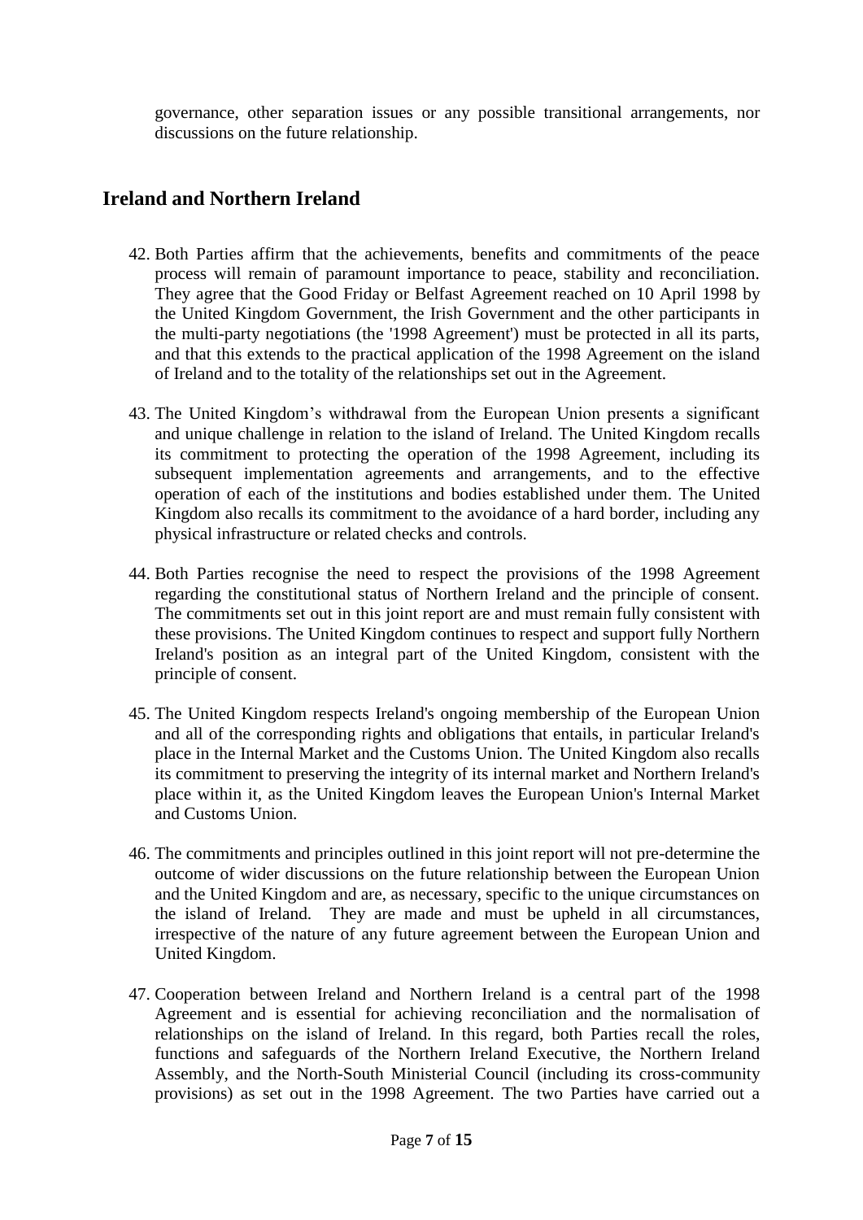governance, other separation issues or any possible transitional arrangements, nor discussions on the future relationship.

## Ireland and Northern Ireland

42. Both Parties affirm that the achievements, benefits and commitments of the peace process will remain of paramount importance to peace, stability and reconciliation. They agree that the Good Friday or Belfast Agreement reached on 10 April 1998 by the United Kingdom Government, the Irish Government and the other participants in the multi-party negotiations (the '1998 Agreement') must be protected in all its parts, and that this extends to the practical application of the 1998 Agreement on the island of Ireland and to the totality of the relationships set out in the Agreement.

43. The United Kingdom's withdrawal from the European Union presents a significant and unique challenge in relation to the island of Ireland. The United Kingdom recalls its commitment to protecting the operation of the 1998 Agreement, including its subsequent implementation agreements and arrangements, and to the effective operation of each of the institutions and bodies established under them. The United Kingdom also recalls its commitment to the avoidance of a hard border, including any physical infrastructure or related checks and controls.

44. Both Parties recognise the need to respect the provisions of the 1998 Agreement regarding the constitutional status of Northern Ireland and the principle of consent. The commitments set out in this joint report are and must remain fully consistent with these provisions. The United Kingdom continues to respect and support fully Northern Ireland's position as an integral part of the United Kingdom, consistent with the principle of consent.

45. The United Kingdom respects Ireland's ongoing membership of the European Union and all of the corresponding rights and obligations that entails, in particular Ireland's place in the Internal Market and the Customs Union. The United Kingdom also recalls its commitment to preserving the integrity of its internal market and Northern Ireland's place within it, as the United Kingdom leaves the European Union's Internal Market and Customs Union.

46. The commitments and principles outlined in this joint report will not pre-determine the outcome of wider discussions on the future relationship between the European Union and the United Kingdom and are, as necessary, specific to the unique circumstances on the island of Ireland. They are made and must be upheld in all circumstances, irrespective of the nature of any future agreement between the European Union and United Kingdom.

47. Cooperation between Ireland and Northern Ireland is a central part of the 1998 Agreement and is essential for achieving reconciliation and the normalisation of relationships on the island of Ireland. In this regard, both Parties recall the roles, functions and safeguards of the Northern Ireland Executive, the Northern Ireland Assembly, and the North-South Ministerial Council (including its cross-community provisions) as set out in the 1998 Agreement. The two Parties have carried out a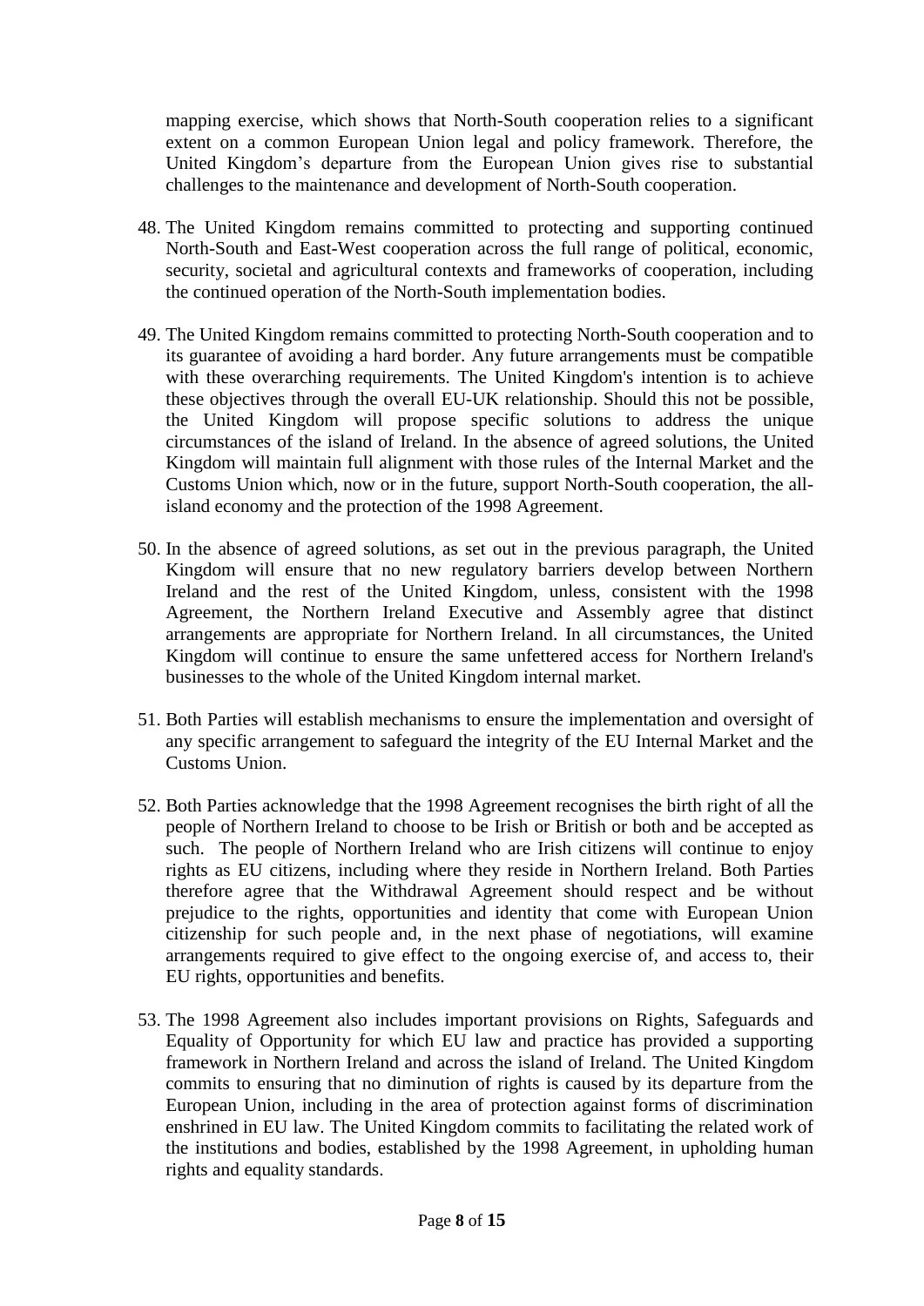mapping exercise, which shows that North-South cooperation relies to a significant extent on a common European Union legal and policy framework. Therefore, the United Kingdom's departure from the European Union gives rise to substantial challenges to the maintenance and development of North-South cooperation.

48. The United Kingdom remains committed to protecting and supporting continued North-South and East-West cooperation across the full range of political, economic, security, societal and agricultural contexts and frameworks of cooperation, including the continued operation of the North-South implementation bodies.

49. The United Kingdom remains committed to protecting North-South cooperation and to its guarantee of avoiding a hard border. Any future arrangements must be compatible with these overarching requirements. The United Kingdom's intention is to achieve these objectives through the overall EU-UK relationship. Should this not be possible, the United Kingdom will propose specific solutions to address the unique circumstances of the island of Ireland. In the absence of agreed solutions, the United Kingdom will maintain full alignment with those rules of the Internal Market and the Customs Union which, now or in the future, support North-South cooperation, the all-island economy and the protection of the 1998 Agreement.

50. In the absence of agreed solutions, as set out in the previous paragraph, the United Kingdom will ensure that no new regulatory barriers develop between Northern Ireland and the rest of the United Kingdom, unless, consistent with the 1998 Agreement, the Northern Ireland Executive and Assembly agree that distinct arrangements are appropriate for Northern Ireland. In all circumstances, the United Kingdom will continue to ensure the same unfettered access for Northern Ireland's businesses to the whole of the United Kingdom internal market.

51. Both Parties will establish mechanisms to ensure the implementation and oversight of any specific arrangement to safeguard the integrity of the EU Internal Market and the Customs Union.

52. Both Parties acknowledge that the 1998 Agreement recognises the birth right of all the people of Northern Ireland to choose to be Irish or British or both and be accepted as such. The people of Northern Ireland who are Irish citizens will continue to enjoy rights as EU citizens, including where they reside in Northern Ireland. Both Parties therefore agree that the Withdrawal Agreement should respect and be without prejudice to the rights, opportunities and identity that come with European Union citizenship for such people and, in the next phase of negotiations, will examine arrangements required to give effect to the ongoing exercise of, and access to, their EU rights, opportunities and benefits.

53. The 1998 Agreement also includes important provisions on Rights, Safeguards and Equality of Opportunity for which EU law and practice has provided a supporting framework in Northern Ireland and across the island of Ireland. The United Kingdom commits to ensuring that no diminution of rights is caused by its departure from the European Union, including in the area of protection against forms of discrimination enshrined in EU law. The United Kingdom commits to facilitating the related work of the institutions and bodies, established by the 1998 Agreement, in upholding human rights and equality standards.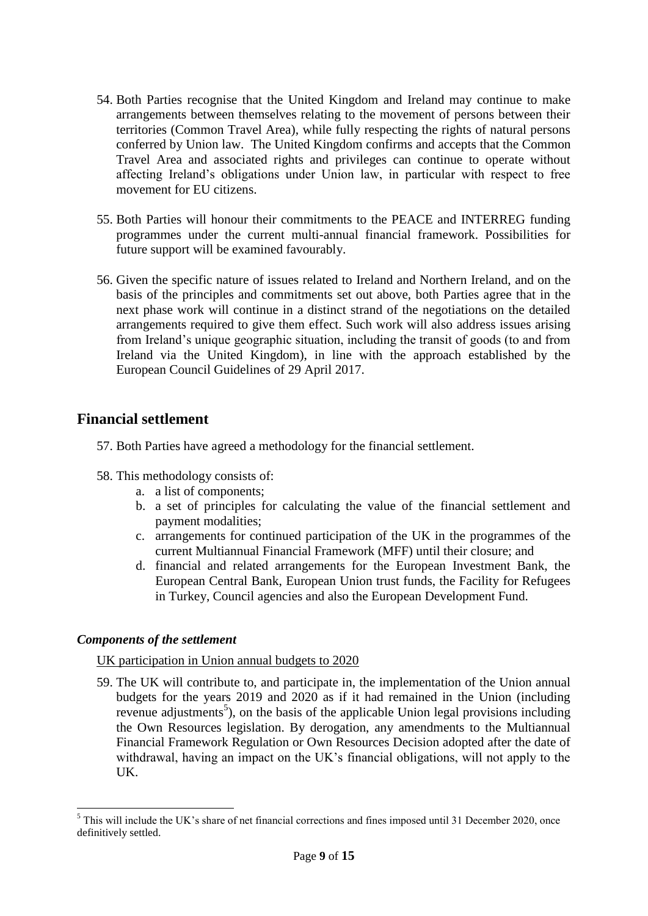54. Both Parties recognise that the United Kingdom and Ireland may continue to make arrangements between themselves relating to the movement of persons between their territories (Common Travel Area), while fully respecting the rights of natural persons conferred by Union law. The United Kingdom confirms and accepts that the Common Travel Area and associated rights and privileges can continue to operate without affecting Ireland's obligations under Union law, in particular with respect to free movement for EU citizens.

55. Both Parties will honour their commitments to the PEACE and INTERREG funding programmes under the current multi-annual financial framework. Possibilities for future support will be examined favourably.

56. Given the specific nature of issues related to Ireland and Northern Ireland, and on the basis of the principles and commitments set out above, both Parties agree that in the next phase work will continue in a distinct strand of the negotiations on the detailed arrangements required to give them effect. Such work will also address issues arising from Ireland's unique geographic situation, including the transit of goods (to and from Ireland via the United Kingdom), in line with the approach established by the European Council Guidelines of 29 April 2017.

## Financial settlement

57. Both Parties have agreed a methodology for the financial settlement.

58. This methodology consists of:
    a. a list of components;
    b. a set of principles for calculating the value of the financial settlement and payment modalities;
    c. arrangements for continued participation of the UK in the programmes of the current Multiannual Financial Framework (MFF) until their closure; and
    d. financial and related arrangements for the European Investment Bank, the European Central Bank, European Union trust funds, the Facility for Refugees in Turkey, Council agencies and also the European Development Fund.

### *Components of the settlement*

UK participation in Union annual budgets to 2020

59. The UK will contribute to, and participate in, the implementation of the Union annual budgets for the years 2019 and 2020 as if it had remained in the Union (including revenue adjustments[5]), on the basis of the applicable Union legal provisions including the Own Resources legislation. By derogation, any amendments to the Multiannual Financial Framework Regulation or Own Resources Decision adopted after the date of withdrawal, having an impact on the UK's financial obligations, will not apply to the UK.

---

[5] This will include the UK's share of net financial corrections and fines imposed until 31 December 2020, once definitively settled.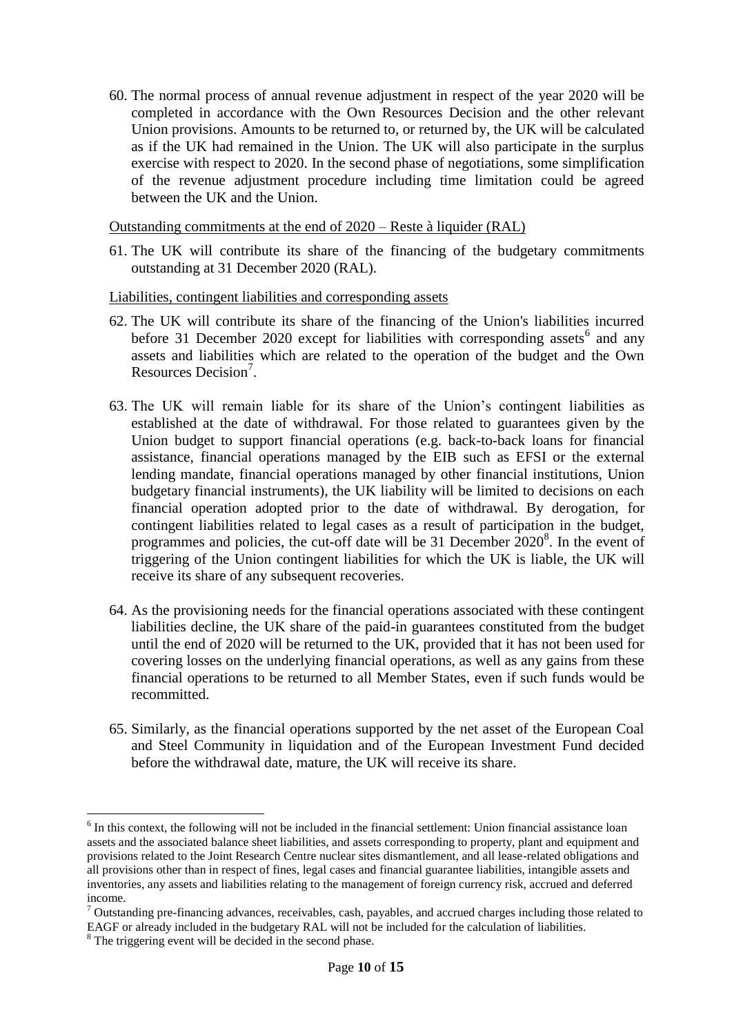60. The normal process of annual revenue adjustment in respect of the year 2020 will be completed in accordance with the Own Resources Decision and the other relevant Union provisions. Amounts to be returned to, or returned by, the UK will be calculated as if the UK had remained in the Union. The UK will also participate in the surplus exercise with respect to 2020. In the second phase of negotiations, some simplification of the revenue adjustment procedure including time limitation could be agreed between the UK and the Union.

Outstanding commitments at the end of 2020 – Reste à liquider (RAL)

61. The UK will contribute its share of the financing of the budgetary commitments outstanding at 31 December 2020 (RAL).

Liabilities, contingent liabilities and corresponding assets

62. The UK will contribute its share of the financing of the Union's liabilities incurred before 31 December 2020 except for liabilities with corresponding assets[6] and any assets and liabilities which are related to the operation of the budget and the Own Resources Decision[7].

63. The UK will remain liable for its share of the Union's contingent liabilities as established at the date of withdrawal. For those related to guarantees given by the Union budget to support financial operations (e.g. back-to-back loans for financial assistance, financial operations managed by the EIB such as EFSI or the external lending mandate, financial operations managed by other financial institutions, Union budgetary financial instruments), the UK liability will be limited to decisions on each financial operation adopted prior to the date of withdrawal. By derogation, for contingent liabilities related to legal cases as a result of participation in the budget, programmes and policies, the cut-off date will be 31 December 2020[8]. In the event of triggering of the Union contingent liabilities for which the UK is liable, the UK will receive its share of any subsequent recoveries.

64. As the provisioning needs for the financial operations associated with these contingent liabilities decline, the UK share of the paid-in guarantees constituted from the budget until the end of 2020 will be returned to the UK, provided that it has not been used for covering losses on the underlying financial operations, as well as any gains from these financial operations to be returned to all Member States, even if such funds would be recommitted.

65. Similarly, as the financial operations supported by the net asset of the European Coal and Steel Community in liquidation and of the European Investment Fund decided before the withdrawal date, mature, the UK will receive its share.

---

[6] In this context, the following will not be included in the financial settlement: Union financial assistance loan assets and the associated balance sheet liabilities, and assets corresponding to property, plant and equipment and provisions related to the Joint Research Centre nuclear sites dismantlement, and all lease-related obligations and all provisions other than in respect of fines, legal cases and financial guarantee liabilities, intangible assets and inventories, any assets and liabilities relating to the management of foreign currency risk, accrued and deferred income.

[7] Outstanding pre-financing advances, receivables, cash, payables, and accrued charges including those related to EAGF or already included in the budgetary RAL will not be included for the calculation of liabilities.

[8] The triggering event will be decided in the second phase.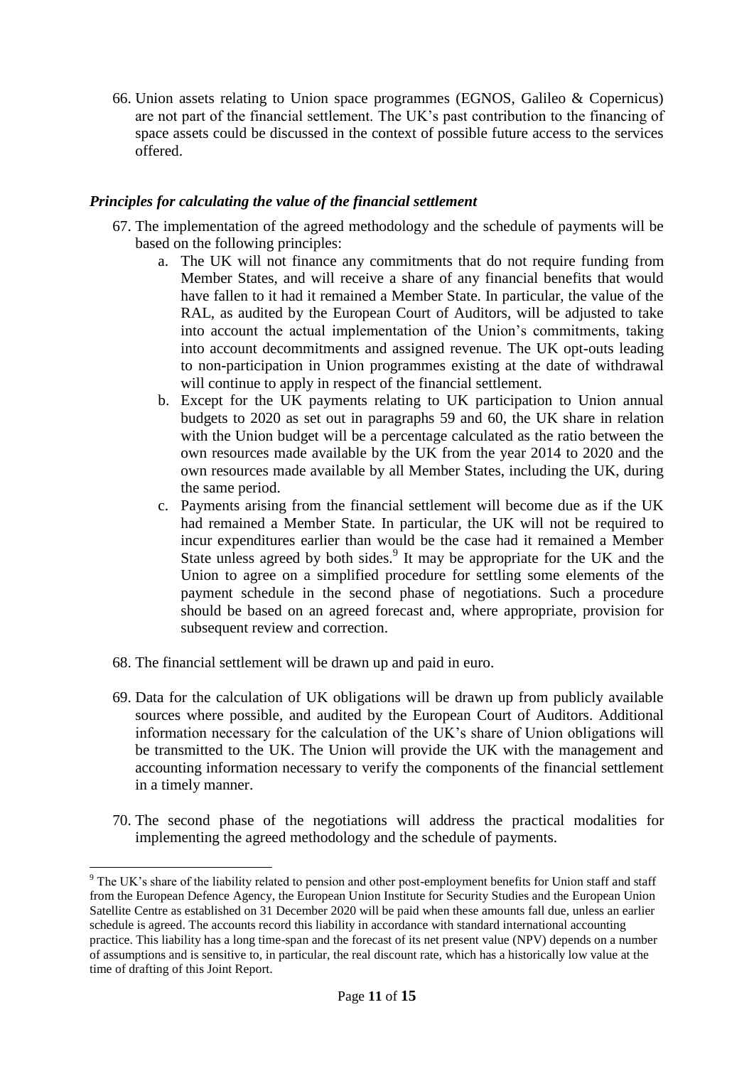66. Union assets relating to Union space programmes (EGNOS, Galileo & Copernicus) are not part of the financial settlement. The UK's past contribution to the financing of space assets could be discussed in the context of possible future access to the services offered.

### *Principles for calculating the value of the financial settlement*

67. The implementation of the agreed methodology and the schedule of payments will be based on the following principles:
    a. The UK will not finance any commitments that do not require funding from Member States, and will receive a share of any financial benefits that would have fallen to it had it remained a Member State. In particular, the value of the RAL, as audited by the European Court of Auditors, will be adjusted to take into account the actual implementation of the Union's commitments, taking into account decommitments and assigned revenue. The UK opt-outs leading to non-participation in Union programmes existing at the date of withdrawal will continue to apply in respect of the financial settlement.
    b. Except for the UK payments relating to UK participation to Union annual budgets to 2020 as set out in paragraphs 59 and 60, the UK share in relation with the Union budget will be a percentage calculated as the ratio between the own resources made available by the UK from the year 2014 to 2020 and the own resources made available by all Member States, including the UK, during the same period.
    c. Payments arising from the financial settlement will become due as if the UK had remained a Member State. In particular, the UK will not be required to incur expenditures earlier than would be the case had it remained a Member State unless agreed by both sides.[9] It may be appropriate for the UK and the Union to agree on a simplified procedure for settling some elements of the payment schedule in the second phase of negotiations. Such a procedure should be based on an agreed forecast and, where appropriate, provision for subsequent review and correction.

68. The financial settlement will be drawn up and paid in euro.

69. Data for the calculation of UK obligations will be drawn up from publicly available sources where possible, and audited by the European Court of Auditors. Additional information necessary for the calculation of the UK's share of Union obligations will be transmitted to the UK. The Union will provide the UK with the management and accounting information necessary to verify the components of the financial settlement in a timely manner.

70. The second phase of the negotiations will address the practical modalities for implementing the agreed methodology and the schedule of payments.

---

[9] The UK's share of the liability related to pension and other post-employment benefits for Union staff and staff from the European Defence Agency, the European Union Institute for Security Studies and the European Union Satellite Centre as established on 31 December 2020 will be paid when these amounts fall due, unless an earlier schedule is agreed. The accounts record this liability in accordance with standard international accounting practice. This liability has a long time-span and the forecast of its net present value (NPV) depends on a number of assumptions and is sensitive to, in particular, the real discount rate, which has a historically low value at the time of drafting of this Joint Report.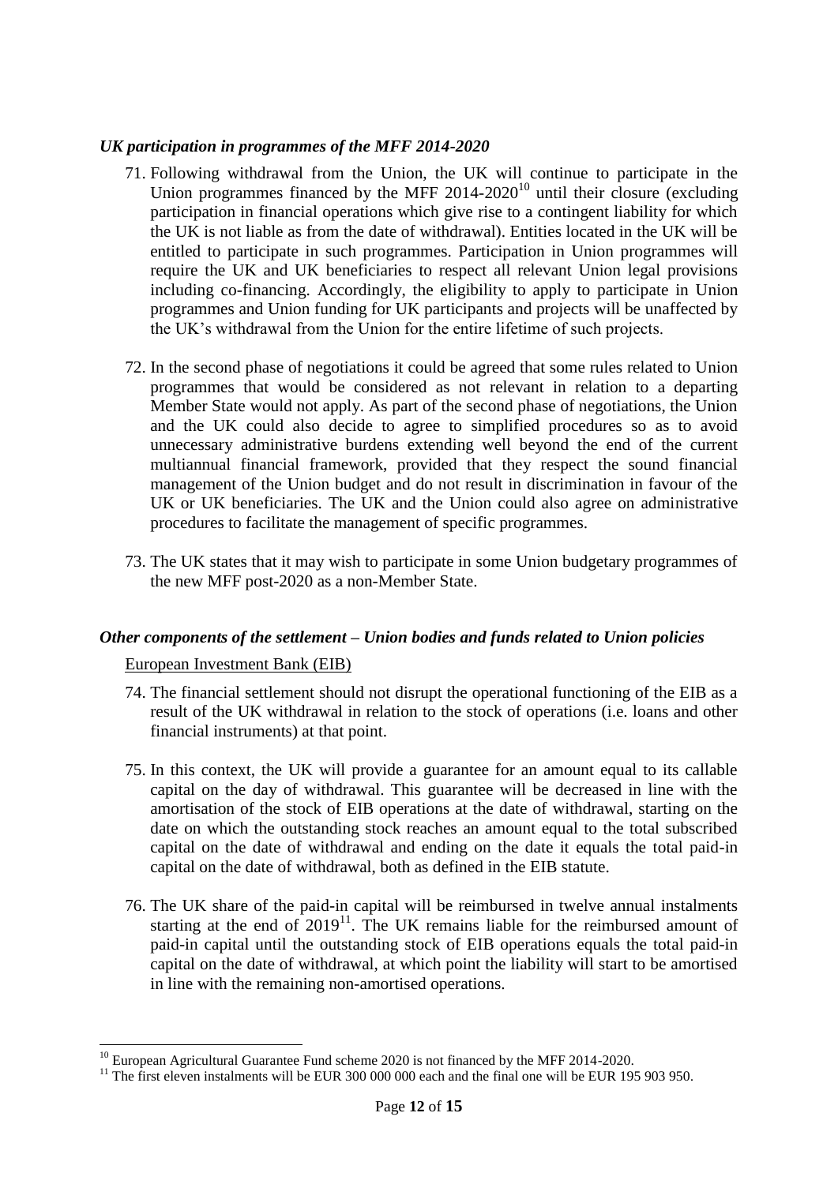### *UK participation in programmes of the MFF 2014-2020*

71. Following withdrawal from the Union, the UK will continue to participate in the Union programmes financed by the MFF 2014-2020[10] until their closure (excluding participation in financial operations which give rise to a contingent liability for which the UK is not liable as from the date of withdrawal). Entities located in the UK will be entitled to participate in such programmes. Participation in Union programmes will require the UK and UK beneficiaries to respect all relevant Union legal provisions including co-financing. Accordingly, the eligibility to apply to participate in Union programmes and Union funding for UK participants and projects will be unaffected by the UK's withdrawal from the Union for the entire lifetime of such projects.

72. In the second phase of negotiations it could be agreed that some rules related to Union programmes that would be considered as not relevant in relation to a departing Member State would not apply. As part of the second phase of negotiations, the Union and the UK could also decide to agree to simplified procedures so as to avoid unnecessary administrative burdens extending well beyond the end of the current multiannual financial framework, provided that they respect the sound financial management of the Union budget and do not result in discrimination in favour of the UK or UK beneficiaries. The UK and the Union could also agree on administrative procedures to facilitate the management of specific programmes.

73. The UK states that it may wish to participate in some Union budgetary programmes of the new MFF post-2020 as a non-Member State.

### *Other components of the settlement – Union bodies and funds related to Union policies*

European Investment Bank (EIB)

74. The financial settlement should not disrupt the operational functioning of the EIB as a result of the UK withdrawal in relation to the stock of operations (i.e. loans and other financial instruments) at that point.

75. In this context, the UK will provide a guarantee for an amount equal to its callable capital on the day of withdrawal. This guarantee will be decreased in line with the amortisation of the stock of EIB operations at the date of withdrawal, starting on the date on which the outstanding stock reaches an amount equal to the total subscribed capital on the date of withdrawal and ending on the date it equals the total paid-in capital on the date of withdrawal, both as defined in the EIB statute.

76. The UK share of the paid-in capital will be reimbursed in twelve annual instalments starting at the end of 2019[11]. The UK remains liable for the reimbursed amount of paid-in capital until the outstanding stock of EIB operations equals the total paid-in capital on the date of withdrawal, at which point the liability will start to be amortised in line with the remaining non-amortised operations.

---

[10] European Agricultural Guarantee Fund scheme 2020 is not financed by the MFF 2014-2020.

[11] The first eleven instalments will be EUR 300 000 000 each and the final one will be EUR 195 903 950.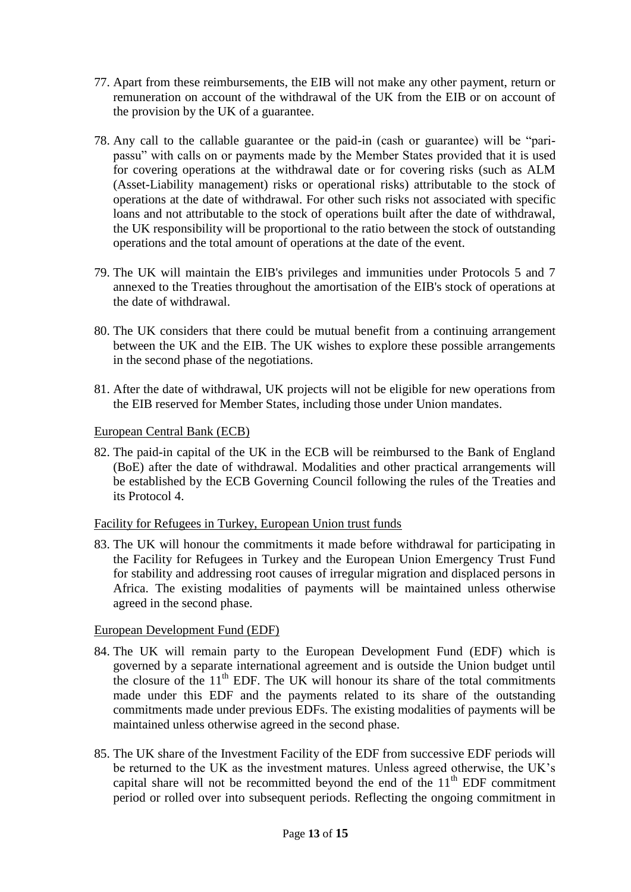77. Apart from these reimbursements, the EIB will not make any other payment, return or remuneration on account of the withdrawal of the UK from the EIB or on account of the provision by the UK of a guarantee.

78. Any call to the callable guarantee or the paid-in (cash or guarantee) will be "pari-passu" with calls on or payments made by the Member States provided that it is used for covering operations at the withdrawal date or for covering risks (such as ALM (Asset-Liability management) risks or operational risks) attributable to the stock of operations at the date of withdrawal. For other such risks not associated with specific loans and not attributable to the stock of operations built after the date of withdrawal, the UK responsibility will be proportional to the ratio between the stock of outstanding operations and the total amount of operations at the date of the event.

79. The UK will maintain the EIB's privileges and immunities under Protocols 5 and 7 annexed to the Treaties throughout the amortisation of the EIB's stock of operations at the date of withdrawal.

80. The UK considers that there could be mutual benefit from a continuing arrangement between the UK and the EIB. The UK wishes to explore these possible arrangements in the second phase of the negotiations.

81. After the date of withdrawal, UK projects will not be eligible for new operations from the EIB reserved for Member States, including those under Union mandates.

European Central Bank (ECB)

82. The paid-in capital of the UK in the ECB will be reimbursed to the Bank of England (BoE) after the date of withdrawal. Modalities and other practical arrangements will be established by the ECB Governing Council following the rules of the Treaties and its Protocol 4.

Facility for Refugees in Turkey, European Union trust funds

83. The UK will honour the commitments it made before withdrawal for participating in the Facility for Refugees in Turkey and the European Union Emergency Trust Fund for stability and addressing root causes of irregular migration and displaced persons in Africa. The existing modalities of payments will be maintained unless otherwise agreed in the second phase.

European Development Fund (EDF)

84. The UK will remain party to the European Development Fund (EDF) which is governed by a separate international agreement and is outside the Union budget until the closure of the 11th EDF. The UK will honour its share of the total commitments made under this EDF and the payments related to its share of the outstanding commitments made under previous EDFs. The existing modalities of payments will be maintained unless otherwise agreed in the second phase.

85. The UK share of the Investment Facility of the EDF from successive EDF periods will be returned to the UK as the investment matures. Unless agreed otherwise, the UK's capital share will not be recommitted beyond the end of the 11th EDF commitment period or rolled over into subsequent periods. Reflecting the ongoing commitment in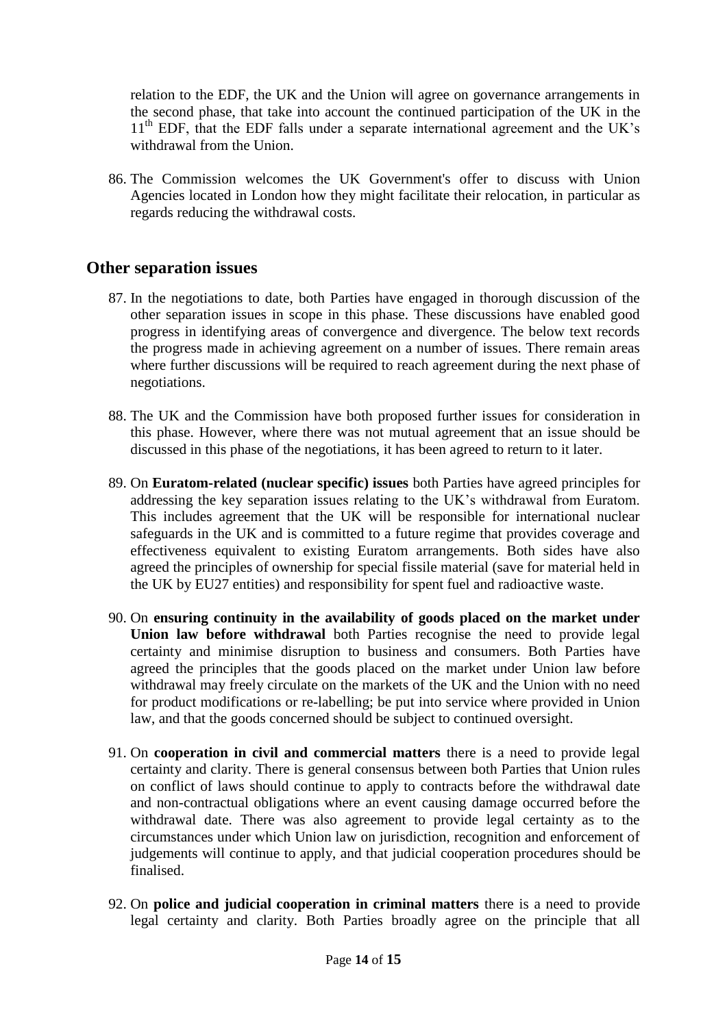relation to the EDF, the UK and the Union will agree on governance arrangements in the second phase, that take into account the continued participation of the UK in the 11th EDF, that the EDF falls under a separate international agreement and the UK's withdrawal from the Union.

86. The Commission welcomes the UK Government's offer to discuss with Union Agencies located in London how they might facilitate their relocation, in particular as regards reducing the withdrawal costs.

## Other separation issues

87. In the negotiations to date, both Parties have engaged in thorough discussion of the other separation issues in scope in this phase. These discussions have enabled good progress in identifying areas of convergence and divergence. The below text records the progress made in achieving agreement on a number of issues. There remain areas where further discussions will be required to reach agreement during the next phase of negotiations.

88. The UK and the Commission have both proposed further issues for consideration in this phase. However, where there was not mutual agreement that an issue should be discussed in this phase of the negotiations, it has been agreed to return to it later.

89. On **Euratom-related (nuclear specific) issues** both Parties have agreed principles for addressing the key separation issues relating to the UK's withdrawal from Euratom. This includes agreement that the UK will be responsible for international nuclear safeguards in the UK and is committed to a future regime that provides coverage and effectiveness equivalent to existing Euratom arrangements. Both sides have also agreed the principles of ownership for special fissile material (save for material held in the UK by EU27 entities) and responsibility for spent fuel and radioactive waste.

90. On **ensuring continuity in the availability of goods placed on the market under Union law before withdrawal** both Parties recognise the need to provide legal certainty and minimise disruption to business and consumers. Both Parties have agreed the principles that the goods placed on the market under Union law before withdrawal may freely circulate on the markets of the UK and the Union with no need for product modifications or re-labelling; be put into service where provided in Union law, and that the goods concerned should be subject to continued oversight.

91. On **cooperation in civil and commercial matters** there is a need to provide legal certainty and clarity. There is general consensus between both Parties that Union rules on conflict of laws should continue to apply to contracts before the withdrawal date and non-contractual obligations where an event causing damage occurred before the withdrawal date. There was also agreement to provide legal certainty as to the circumstances under which Union law on jurisdiction, recognition and enforcement of judgements will continue to apply, and that judicial cooperation procedures should be finalised.

92. On **police and judicial cooperation in criminal matters** there is a need to provide legal certainty and clarity. Both Parties broadly agree on the principle that all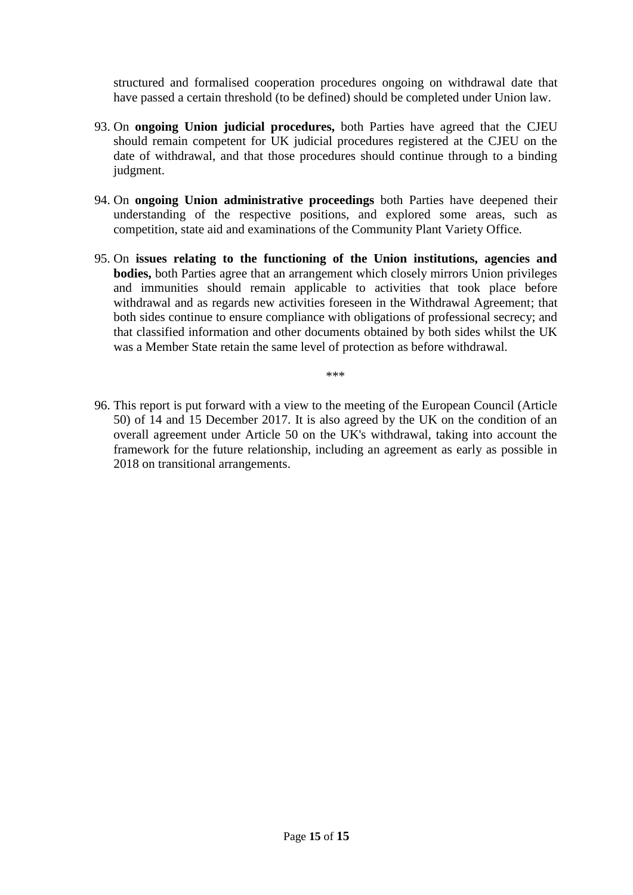structured and formalised cooperation procedures ongoing on withdrawal date that have passed a certain threshold (to be defined) should be completed under Union law.

93. On **ongoing Union judicial procedures,** both Parties have agreed that the CJEU should remain competent for UK judicial procedures registered at the CJEU on the date of withdrawal, and that those procedures should continue through to a binding judgment.

94. On **ongoing Union administrative proceedings** both Parties have deepened their understanding of the respective positions, and explored some areas, such as competition, state aid and examinations of the Community Plant Variety Office.

95. On **issues relating to the functioning of the Union institutions, agencies and bodies,** both Parties agree that an arrangement which closely mirrors Union privileges and immunities should remain applicable to activities that took place before withdrawal and as regards new activities foreseen in the Withdrawal Agreement; that both sides continue to ensure compliance with obligations of professional secrecy; and that classified information and other documents obtained by both sides whilst the UK was a Member State retain the same level of protection as before withdrawal.

\*\*\*

96. This report is put forward with a view to the meeting of the European Council (Article 50) of 14 and 15 December 2017. It is also agreed by the UK on the condition of an overall agreement under Article 50 on the UK's withdrawal, taking into account the framework for the future relationship, including an agreement as early as possible in 2018 on transitional arrangements.